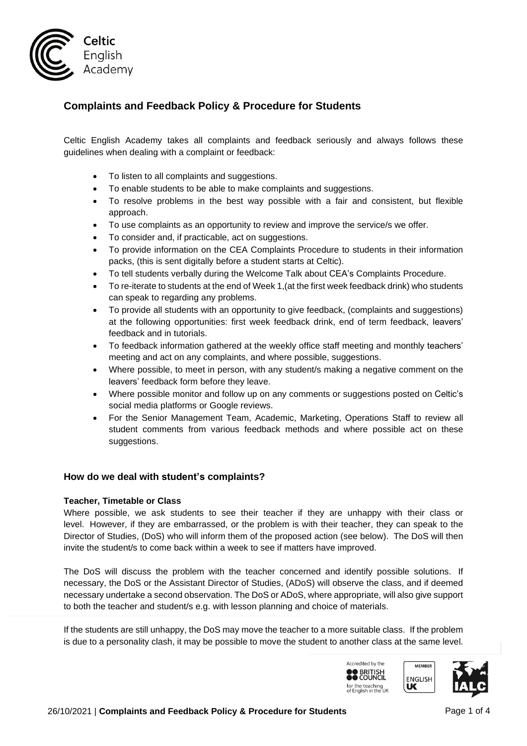## Complaints and Feedback Policy & Procedure for Students

Celtic English Academy takes all complaints and feedback seriously and always follows these guidelines when dealing with a complaint or feedback:

- To listen to all complaints and suggestions.
- To enable students to be able to make complaints and suggestions.
- To resolve problems in the best way possible with a fair and consistent, but flexible approach.
- To use complaints as an opportunity to review and improve the service/s we offer.
- To consider and, if practicable, act on suggestions.
- To provide information on the CEA Complaints Procedure to students in their information packs, (this is sent digitally before a student starts at Celtic).
- To tell students verbally during the Welcome Talk about CEA's Complaints Procedure.
- To re-iterate to students at the end of Week 1,(at the first week feedback drink) who students can speak to regarding any problems.
- To provide all students with an opportunity to give feedback, (complaints and suggestions) at the following opportunities: first week feedback drink, end of term feedback, leavers' feedback and in tutorials.
- To feedback information gathered at the weekly office staff meeting and monthly teachers' meeting and act on any complaints, and where possible, suggestions.
- Where possible, to meet in person, with any student/s making a negative comment on the leavers' feedback form before they leave.
- Where possible monitor and follow up on any comments or suggestions posted on Celtic's social media platforms or Google reviews.
- For the Senior Management Team, Academic, Marketing, Operations Staff to review all student comments from various feedback methods and where possible act on these suggestions.

### How do we deal with student's complaints?

**Teacher, Timetable or Class**

Where possible, we ask students to see their teacher if they are unhappy with their class or level. However, if they are embarrassed, or the problem is with their teacher, they can speak to the Director of Studies, (DoS) who will inform them of the proposed action (see below). The DoS will then invite the student/s to come back within a week to see if matters have improved.

The DoS will discuss the problem with the teacher concerned and identify possible solutions. If necessary, the DoS or the Assistant Director of Studies, (ADoS) will observe the class, and if deemed necessary undertake a second observation. The DoS or ADoS, where appropriate, will also give support to both the teacher and student/s e.g. with lesson planning and choice of materials.

If the students are still unhappy, the DoS may move the teacher to a more suitable class. If the problem is due to a personality clash, it may be possible to move the student to another class at the same level.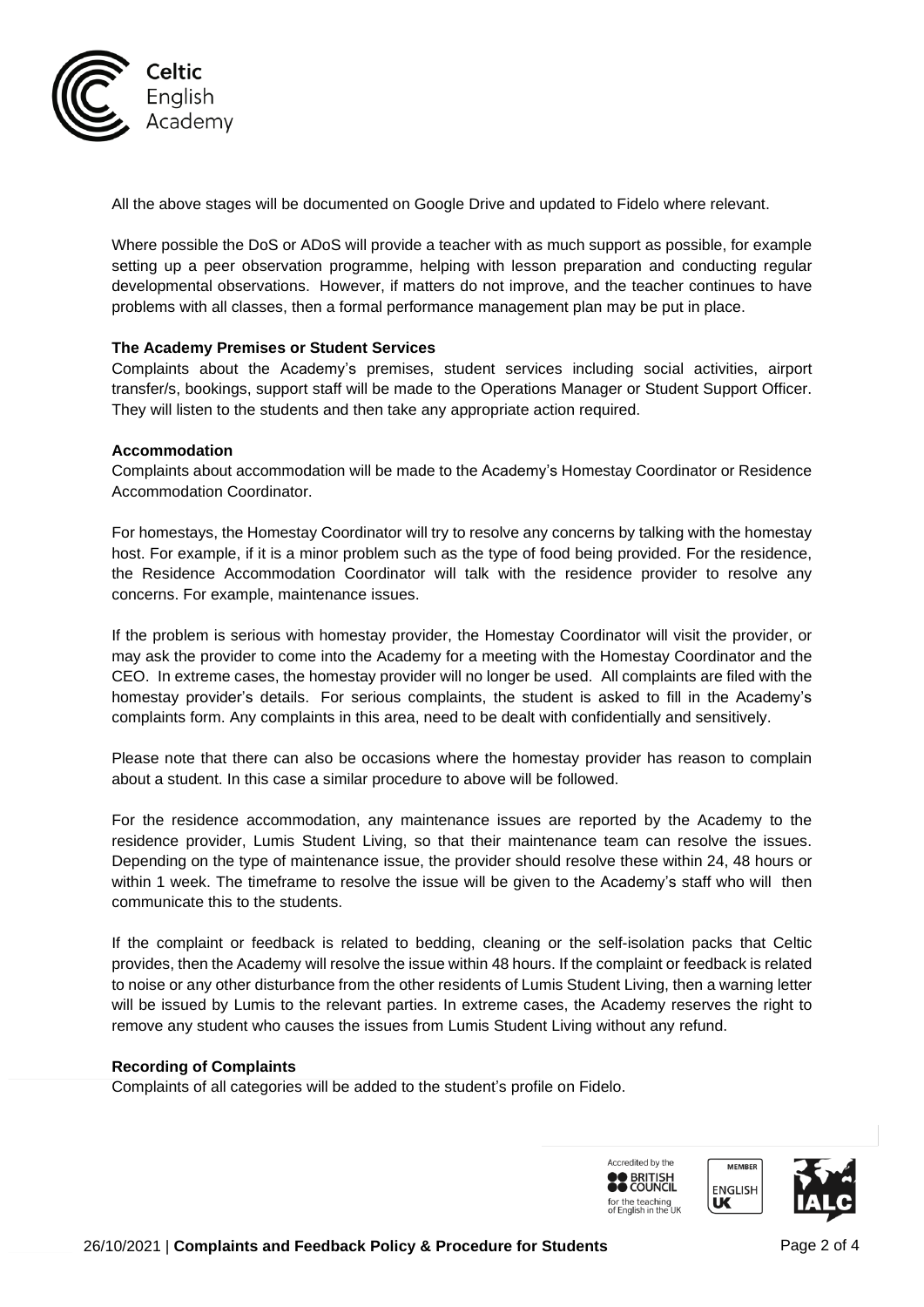All the above stages will be documented on Google Drive and updated to Fidelo where relevant.

Where possible the DoS or ADoS will provide a teacher with as much support as possible, for example setting up a peer observation programme, helping with lesson preparation and conducting regular developmental observations. However, if matters do not improve, and the teacher continues to have problems with all classes, then a formal performance management plan may be put in place.

**The Academy Premises or Student Services**

Complaints about the Academy's premises, student services including social activities, airport transfer/s, bookings, support staff will be made to the Operations Manager or Student Support Officer. They will listen to the students and then take any appropriate action required.

**Accommodation**

Complaints about accommodation will be made to the Academy's Homestay Coordinator or Residence Accommodation Coordinator.

For homestays, the Homestay Coordinator will try to resolve any concerns by talking with the homestay host. For example, if it is a minor problem such as the type of food being provided. For the residence, the Residence Accommodation Coordinator will talk with the residence provider to resolve any concerns. For example, maintenance issues.

If the problem is serious with homestay provider, the Homestay Coordinator will visit the provider, or may ask the provider to come into the Academy for a meeting with the Homestay Coordinator and the CEO. In extreme cases, the homestay provider will no longer be used. All complaints are filed with the homestay provider's details. For serious complaints, the student is asked to fill in the Academy's complaints form. Any complaints in this area, need to be dealt with confidentially and sensitively.

Please note that there can also be occasions where the homestay provider has reason to complain about a student. In this case a similar procedure to above will be followed.

For the residence accommodation, any maintenance issues are reported by the Academy to the residence provider, Lumis Student Living, so that their maintenance team can resolve the issues. Depending on the type of maintenance issue, the provider should resolve these within 24, 48 hours or within 1 week. The timeframe to resolve the issue will be given to the Academy's staff who will then communicate this to the students.

If the complaint or feedback is related to bedding, cleaning or the self-isolation packs that Celtic provides, then the Academy will resolve the issue within 48 hours. If the complaint or feedback is related to noise or any other disturbance from the other residents of Lumis Student Living, then a warning letter will be issued by Lumis to the relevant parties. In extreme cases, the Academy reserves the right to remove any student who causes the issues from Lumis Student Living without any refund.

**Recording of Complaints**

Complaints of all categories will be added to the student's profile on Fidelo.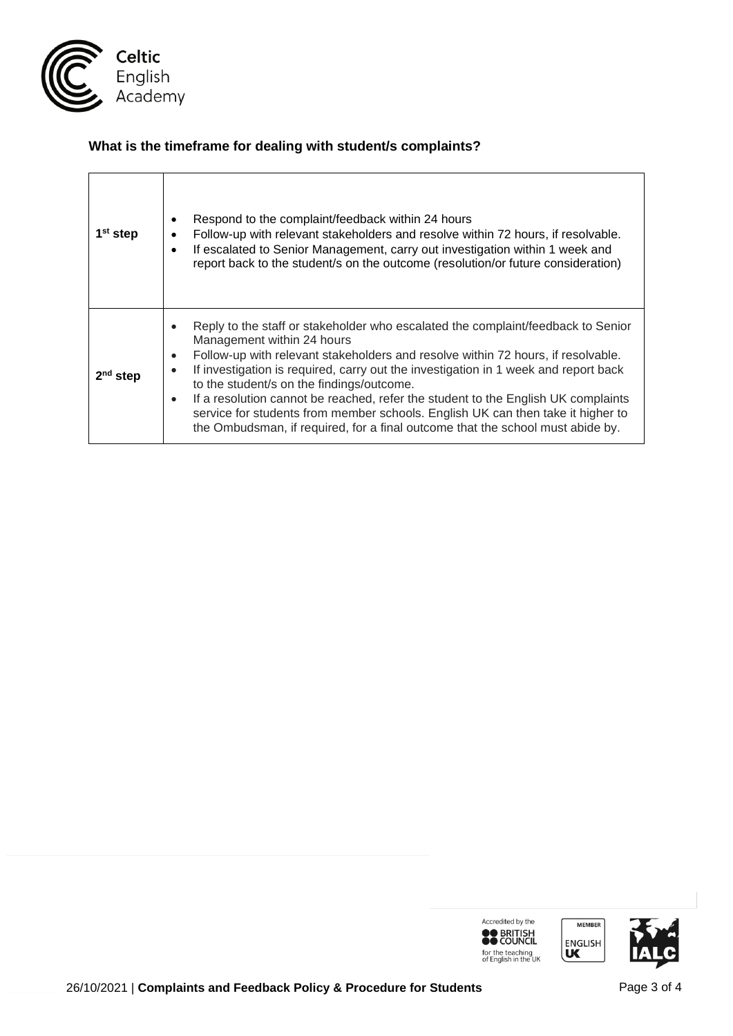### What is the timeframe for dealing with student/s complaints?

| | |
|---|---|
| **1st step** | • Respond to the complaint/feedback within 24 hours<br>• Follow-up with relevant stakeholders and resolve within 72 hours, if resolvable.<br>• If escalated to Senior Management, carry out investigation within 1 week and report back to the student/s on the outcome (resolution/or future consideration) |
| **2nd step** | • Reply to the staff or stakeholder who escalated the complaint/feedback to Senior Management within 24 hours<br>• Follow-up with relevant stakeholders and resolve within 72 hours, if resolvable.<br>• If investigation is required, carry out the investigation in 1 week and report back to the student/s on the findings/outcome.<br>• If a resolution cannot be reached, refer the student to the English UK complaints service for students from member schools. English UK can then take it higher to the Ombudsman, if required, for a final outcome that the school must abide by. |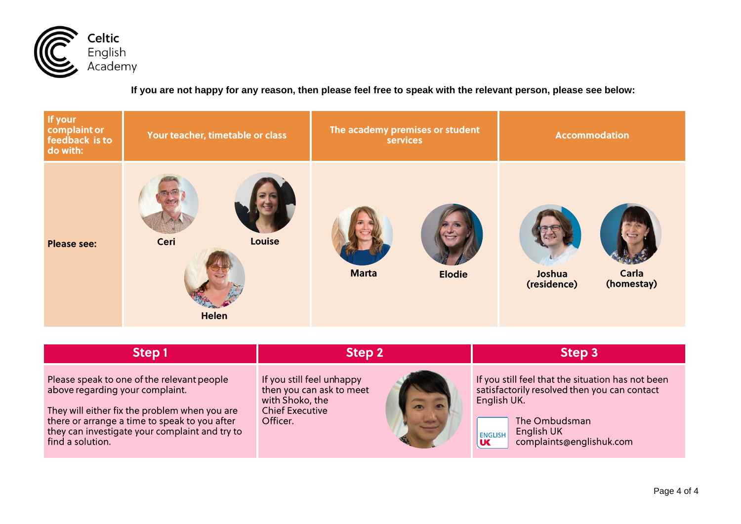Celtic English Academy

**If you are not happy for any reason, then please feel free to speak with the relevant person, please see below:**

| If your complaint or feedback is to do with: | Your teacher, timetable or class | The academy premises or student services | Accommodation |
|---|---|---|---|
| **Please see:** | Ceri, Louise, Helen | Marta, Elodie | Joshua (residence), Carla (homestay) |

| Step 1 | Step 2 | Step 3 |
|---|---|---|
| Please speak to one of the relevant people above regarding your complaint. They will either fix the problem when you are there or arrange a time to speak to you after they can investigate your complaint and try to find a solution. | If you still feel unhappy then you can ask to meet with Shoko, the Chief Executive Officer. | If you still feel that the situation has not been satisfactorily resolved then you can contact English UK. The Ombudsman English UK complaints@englishuk.com |